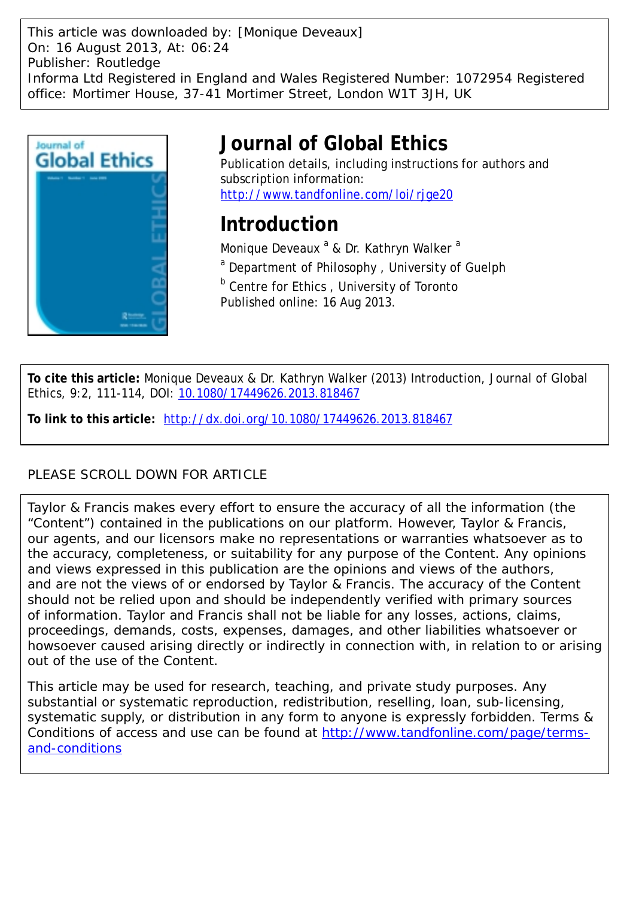This article was downloaded by: [Monique Deveaux]
On: 16 August 2013, At: 06:24
Publisher: Routledge
Informa Ltd Registered in England and Wales Registered Number: 1072954 Registered office: Mortimer House, 37-41 Mortimer Street, London W1T 3JH, UK

# Journal of Global Ethics

Publication details, including instructions for authors and subscription information:
http://www.tandfonline.com/loi/rjge20

## Introduction

Monique Deveaux [a] & Dr. Kathryn Walker [a]

[a] Department of Philosophy , University of Guelph

[b] Centre for Ethics , University of Toronto

Published online: 16 Aug 2013.

**To cite this article:** Monique Deveaux & Dr. Kathryn Walker (2013) Introduction, Journal of Global Ethics, 9:2, 111-114, DOI: 10.1080/17449626.2013.818467

**To link to this article:** http://dx.doi.org/10.1080/17449626.2013.818467

PLEASE SCROLL DOWN FOR ARTICLE

Taylor & Francis makes every effort to ensure the accuracy of all the information (the "Content") contained in the publications on our platform. However, Taylor & Francis, our agents, and our licensors make no representations or warranties whatsoever as to the accuracy, completeness, or suitability for any purpose of the Content. Any opinions and views expressed in this publication are the opinions and views of the authors, and are not the views of or endorsed by Taylor & Francis. The accuracy of the Content should not be relied upon and should be independently verified with primary sources of information. Taylor and Francis shall not be liable for any losses, actions, claims, proceedings, demands, costs, expenses, damages, and other liabilities whatsoever or howsoever caused arising directly or indirectly in connection with, in relation to or arising out of the use of the Content.

This article may be used for research, teaching, and private study purposes. Any substantial or systematic reproduction, redistribution, reselling, loan, sub-licensing, systematic supply, or distribution in any form to anyone is expressly forbidden. Terms & Conditions of access and use can be found at http://www.tandfonline.com/page/terms-and-conditions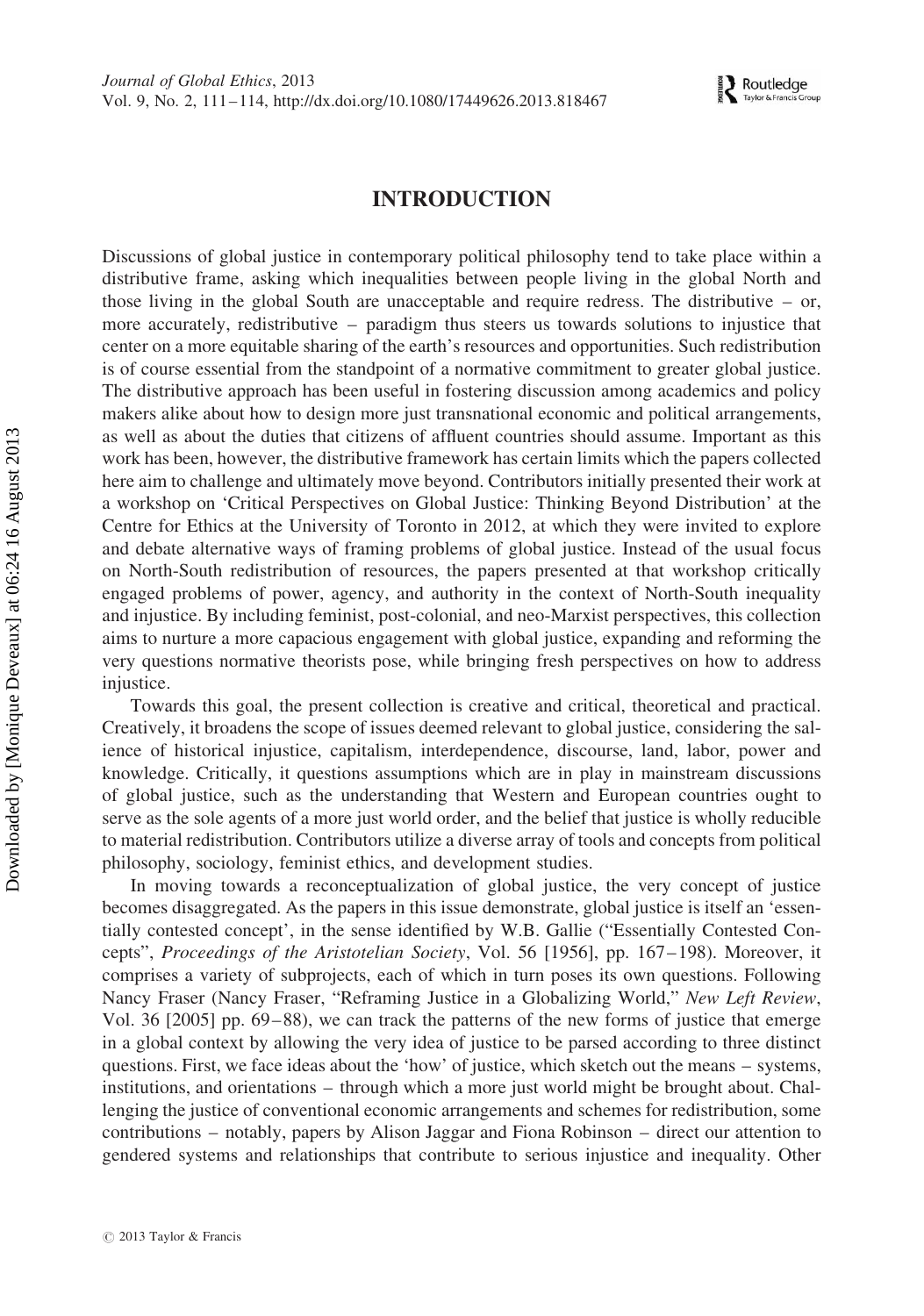# INTRODUCTION

Discussions of global justice in contemporary political philosophy tend to take place within a distributive frame, asking which inequalities between people living in the global North and those living in the global South are unacceptable and require redress. The distributive – or, more accurately, redistributive – paradigm thus steers us towards solutions to injustice that center on a more equitable sharing of the earth's resources and opportunities. Such redistribution is of course essential from the standpoint of a normative commitment to greater global justice. The distributive approach has been useful in fostering discussion among academics and policy makers alike about how to design more just transnational economic and political arrangements, as well as about the duties that citizens of affluent countries should assume. Important as this work has been, however, the distributive framework has certain limits which the papers collected here aim to challenge and ultimately move beyond. Contributors initially presented their work at a workshop on 'Critical Perspectives on Global Justice: Thinking Beyond Distribution' at the Centre for Ethics at the University of Toronto in 2012, at which they were invited to explore and debate alternative ways of framing problems of global justice. Instead of the usual focus on North-South redistribution of resources, the papers presented at that workshop critically engaged problems of power, agency, and authority in the context of North-South inequality and injustice. By including feminist, post-colonial, and neo-Marxist perspectives, this collection aims to nurture a more capacious engagement with global justice, expanding and reforming the very questions normative theorists pose, while bringing fresh perspectives on how to address injustice.

Towards this goal, the present collection is creative and critical, theoretical and practical. Creatively, it broadens the scope of issues deemed relevant to global justice, considering the salience of historical injustice, capitalism, interdependence, discourse, land, labor, power and knowledge. Critically, it questions assumptions which are in play in mainstream discussions of global justice, such as the understanding that Western and European countries ought to serve as the sole agents of a more just world order, and the belief that justice is wholly reducible to material redistribution. Contributors utilize a diverse array of tools and concepts from political philosophy, sociology, feminist ethics, and development studies.

In moving towards a reconceptualization of global justice, the very concept of justice becomes disaggregated. As the papers in this issue demonstrate, global justice is itself an 'essentially contested concept', in the sense identified by W.B. Gallie ("Essentially Contested Concepts", *Proceedings of the Aristotelian Society*, Vol. 56 [1956], pp. 167–198). Moreover, it comprises a variety of subprojects, each of which in turn poses its own questions. Following Nancy Fraser (Nancy Fraser, "Reframing Justice in a Globalizing World," *New Left Review*, Vol. 36 [2005] pp. 69–88), we can track the patterns of the new forms of justice that emerge in a global context by allowing the very idea of justice to be parsed according to three distinct questions. First, we face ideas about the 'how' of justice, which sketch out the means – systems, institutions, and orientations – through which a more just world might be brought about. Challenging the justice of conventional economic arrangements and schemes for redistribution, some contributions – notably, papers by Alison Jaggar and Fiona Robinson – direct our attention to gendered systems and relationships that contribute to serious injustice and inequality. Other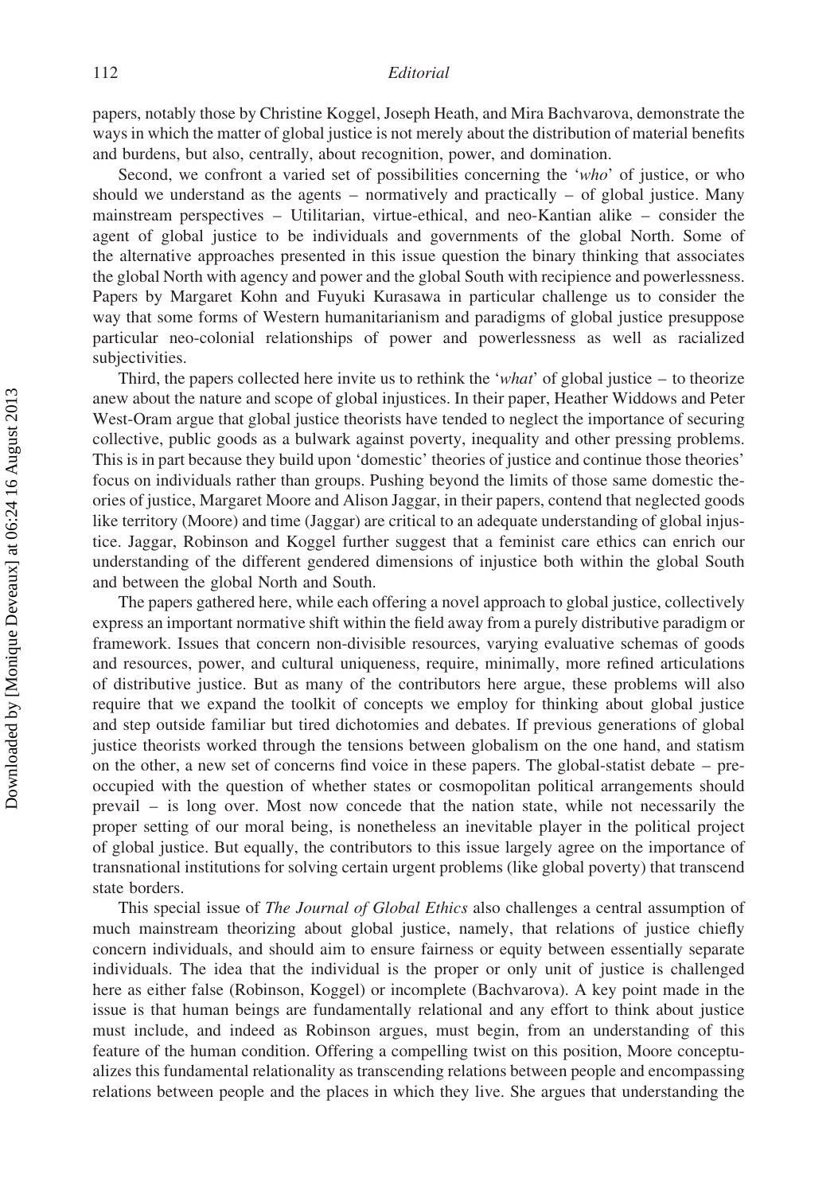papers, notably those by Christine Koggel, Joseph Heath, and Mira Bachvarova, demonstrate the ways in which the matter of global justice is not merely about the distribution of material benefits and burdens, but also, centrally, about recognition, power, and domination.

Second, we confront a varied set of possibilities concerning the '*who*' of justice, or who should we understand as the agents – normatively and practically – of global justice. Many mainstream perspectives – Utilitarian, virtue-ethical, and neo-Kantian alike – consider the agent of global justice to be individuals and governments of the global North. Some of the alternative approaches presented in this issue question the binary thinking that associates the global North with agency and power and the global South with recipience and powerlessness. Papers by Margaret Kohn and Fuyuki Kurasawa in particular challenge us to consider the way that some forms of Western humanitarianism and paradigms of global justice presuppose particular neo-colonial relationships of power and powerlessness as well as racialized subjectivities.

Third, the papers collected here invite us to rethink the '*what*' of global justice – to theorize anew about the nature and scope of global injustices. In their paper, Heather Widdows and Peter West-Oram argue that global justice theorists have tended to neglect the importance of securing collective, public goods as a bulwark against poverty, inequality and other pressing problems. This is in part because they build upon 'domestic' theories of justice and continue those theories' focus on individuals rather than groups. Pushing beyond the limits of those same domestic theories of justice, Margaret Moore and Alison Jaggar, in their papers, contend that neglected goods like territory (Moore) and time (Jaggar) are critical to an adequate understanding of global injustice. Jaggar, Robinson and Koggel further suggest that a feminist care ethics can enrich our understanding of the different gendered dimensions of injustice both within the global South and between the global North and South.

The papers gathered here, while each offering a novel approach to global justice, collectively express an important normative shift within the field away from a purely distributive paradigm or framework. Issues that concern non-divisible resources, varying evaluative schemas of goods and resources, power, and cultural uniqueness, require, minimally, more refined articulations of distributive justice. But as many of the contributors here argue, these problems will also require that we expand the toolkit of concepts we employ for thinking about global justice and step outside familiar but tired dichotomies and debates. If previous generations of global justice theorists worked through the tensions between globalism on the one hand, and statism on the other, a new set of concerns find voice in these papers. The global-statist debate – preoccupied with the question of whether states or cosmopolitan political arrangements should prevail – is long over. Most now concede that the nation state, while not necessarily the proper setting of our moral being, is nonetheless an inevitable player in the political project of global justice. But equally, the contributors to this issue largely agree on the importance of transnational institutions for solving certain urgent problems (like global poverty) that transcend state borders.

This special issue of *The Journal of Global Ethics* also challenges a central assumption of much mainstream theorizing about global justice, namely, that relations of justice chiefly concern individuals, and should aim to ensure fairness or equity between essentially separate individuals. The idea that the individual is the proper or only unit of justice is challenged here as either false (Robinson, Koggel) or incomplete (Bachvarova). A key point made in the issue is that human beings are fundamentally relational and any effort to think about justice must include, and indeed as Robinson argues, must begin, from an understanding of this feature of the human condition. Offering a compelling twist on this position, Moore conceptualizes this fundamental relationality as transcending relations between people and encompassing relations between people and the places in which they live. She argues that understanding the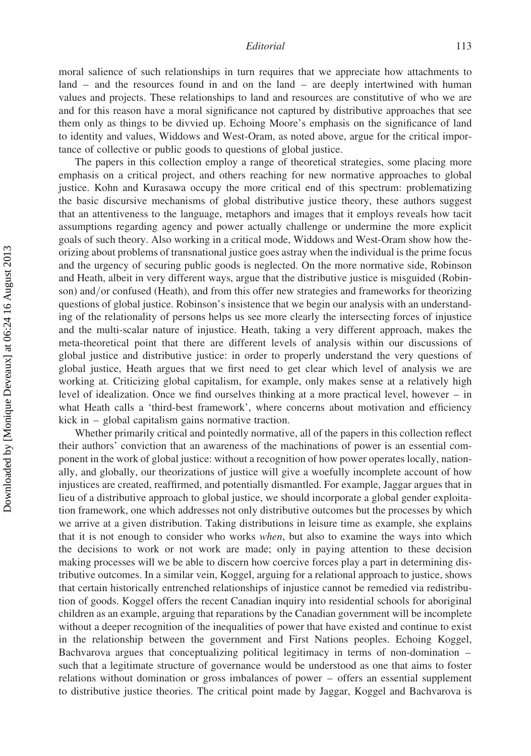moral salience of such relationships in turn requires that we appreciate how attachments to land – and the resources found in and on the land – are deeply intertwined with human values and projects. These relationships to land and resources are constitutive of who we are and for this reason have a moral significance not captured by distributive approaches that see them only as things to be divvied up. Echoing Moore's emphasis on the significance of land to identity and values, Widdows and West-Oram, as noted above, argue for the critical importance of collective or public goods to questions of global justice.

The papers in this collection employ a range of theoretical strategies, some placing more emphasis on a critical project, and others reaching for new normative approaches to global justice. Kohn and Kurasawa occupy the more critical end of this spectrum: problematizing the basic discursive mechanisms of global distributive justice theory, these authors suggest that an attentiveness to the language, metaphors and images that it employs reveals how tacit assumptions regarding agency and power actually challenge or undermine the more explicit goals of such theory. Also working in a critical mode, Widdows and West-Oram show how theorizing about problems of transnational justice goes astray when the individual is the prime focus and the urgency of securing public goods is neglected. On the more normative side, Robinson and Heath, albeit in very different ways, argue that the distributive justice is misguided (Robinson) and/or confused (Heath), and from this offer new strategies and frameworks for theorizing questions of global justice. Robinson's insistence that we begin our analysis with an understanding of the relationality of persons helps us see more clearly the intersecting forces of injustice and the multi-scalar nature of injustice. Heath, taking a very different approach, makes the meta-theoretical point that there are different levels of analysis within our discussions of global justice and distributive justice: in order to properly understand the very questions of global justice, Heath argues that we first need to get clear which level of analysis we are working at. Criticizing global capitalism, for example, only makes sense at a relatively high level of idealization. Once we find ourselves thinking at a more practical level, however – in what Heath calls a 'third-best framework', where concerns about motivation and efficiency kick in – global capitalism gains normative traction.

Whether primarily critical and pointedly normative, all of the papers in this collection reflect their authors' conviction that an awareness of the machinations of power is an essential component in the work of global justice: without a recognition of how power operates locally, nationally, and globally, our theorizations of justice will give a woefully incomplete account of how injustices are created, reaffirmed, and potentially dismantled. For example, Jaggar argues that in lieu of a distributive approach to global justice, we should incorporate a global gender exploitation framework, one which addresses not only distributive outcomes but the processes by which we arrive at a given distribution. Taking distributions in leisure time as example, she explains that it is not enough to consider who works *when*, but also to examine the ways into which the decisions to work or not work are made; only in paying attention to these decision making processes will we be able to discern how coercive forces play a part in determining distributive outcomes. In a similar vein, Koggel, arguing for a relational approach to justice, shows that certain historically entrenched relationships of injustice cannot be remedied via redistribution of goods. Koggel offers the recent Canadian inquiry into residential schools for aboriginal children as an example, arguing that reparations by the Canadian government will be incomplete without a deeper recognition of the inequalities of power that have existed and continue to exist in the relationship between the government and First Nations peoples. Echoing Koggel, Bachvarova argues that conceptualizing political legitimacy in terms of non-domination – such that a legitimate structure of governance would be understood as one that aims to foster relations without domination or gross imbalances of power – offers an essential supplement to distributive justice theories. The critical point made by Jaggar, Koggel and Bachvarova is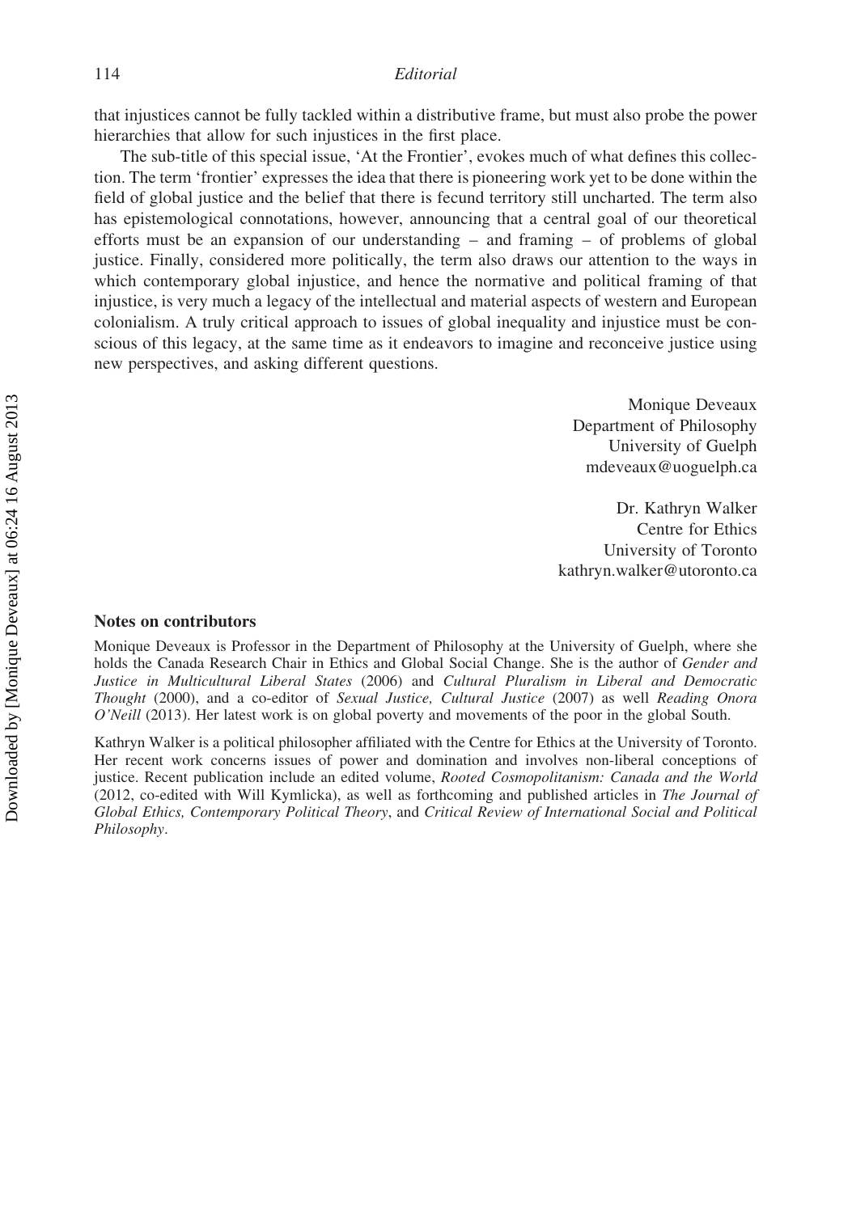that injustices cannot be fully tackled within a distributive frame, but must also probe the power hierarchies that allow for such injustices in the first place.

The sub-title of this special issue, 'At the Frontier', evokes much of what defines this collection. The term 'frontier' expresses the idea that there is pioneering work yet to be done within the field of global justice and the belief that there is fecund territory still uncharted. The term also has epistemological connotations, however, announcing that a central goal of our theoretical efforts must be an expansion of our understanding – and framing – of problems of global justice. Finally, considered more politically, the term also draws our attention to the ways in which contemporary global injustice, and hence the normative and political framing of that injustice, is very much a legacy of the intellectual and material aspects of western and European colonialism. A truly critical approach to issues of global inequality and injustice must be conscious of this legacy, at the same time as it endeavors to imagine and reconceive justice using new perspectives, and asking different questions.

Monique Deveaux
Department of Philosophy
University of Guelph
mdeveaux@uoguelph.ca

Dr. Kathryn Walker
Centre for Ethics
University of Toronto
kathryn.walker@utoronto.ca

## Notes on contributors

Monique Deveaux is Professor in the Department of Philosophy at the University of Guelph, where she holds the Canada Research Chair in Ethics and Global Social Change. She is the author of *Gender and Justice in Multicultural Liberal States* (2006) and *Cultural Pluralism in Liberal and Democratic Thought* (2000), and a co-editor of *Sexual Justice, Cultural Justice* (2007) as well *Reading Onora O'Neill* (2013). Her latest work is on global poverty and movements of the poor in the global South.

Kathryn Walker is a political philosopher affiliated with the Centre for Ethics at the University of Toronto. Her recent work concerns issues of power and domination and involves non-liberal conceptions of justice. Recent publication include an edited volume, *Rooted Cosmopolitanism: Canada and the World* (2012, co-edited with Will Kymlicka), as well as forthcoming and published articles in *The Journal of Global Ethics, Contemporary Political Theory*, and *Critical Review of International Social and Political Philosophy*.